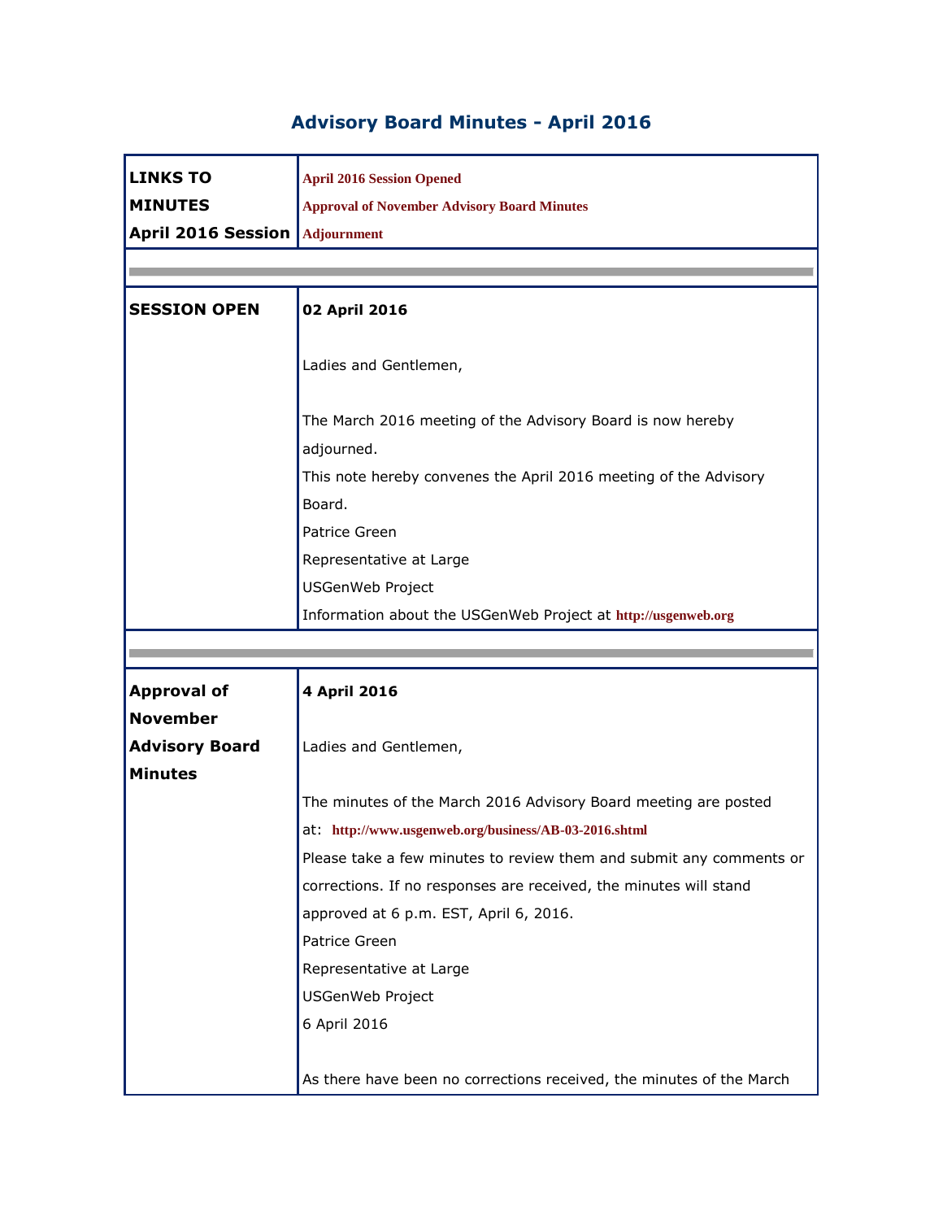# Advisory Board Minutes - April 2016

| **LINKS TO MINUTES April 2016 Session** | **April 2016 Session Opened**<br>**Approval of November Advisory Board Minutes**<br>**Adjournment** |
|---|---|
| | |
| **SESSION OPEN** | **02 April 2016**<br><br>Ladies and Gentlemen,<br><br>The March 2016 meeting of the Advisory Board is now hereby adjourned.<br>This note hereby convenes the April 2016 meeting of the Advisory Board.<br>Patrice Green<br>Representative at Large<br>USGenWeb Project<br>Information about the USGenWeb Project at **http://usgenweb.org** |
| | |
| **Approval of November Advisory Board Minutes** | **4 April 2016**<br><br>Ladies and Gentlemen,<br><br>The minutes of the March 2016 Advisory Board meeting are posted at: **http://www.usgenweb.org/business/AB-03-2016.shtml**<br>Please take a few minutes to review them and submit any comments or corrections. If no responses are received, the minutes will stand approved at 6 p.m. EST, April 6, 2016.<br>Patrice Green<br>Representative at Large<br>USGenWeb Project<br>6 April 2016<br><br>As there have been no corrections received, the minutes of the March |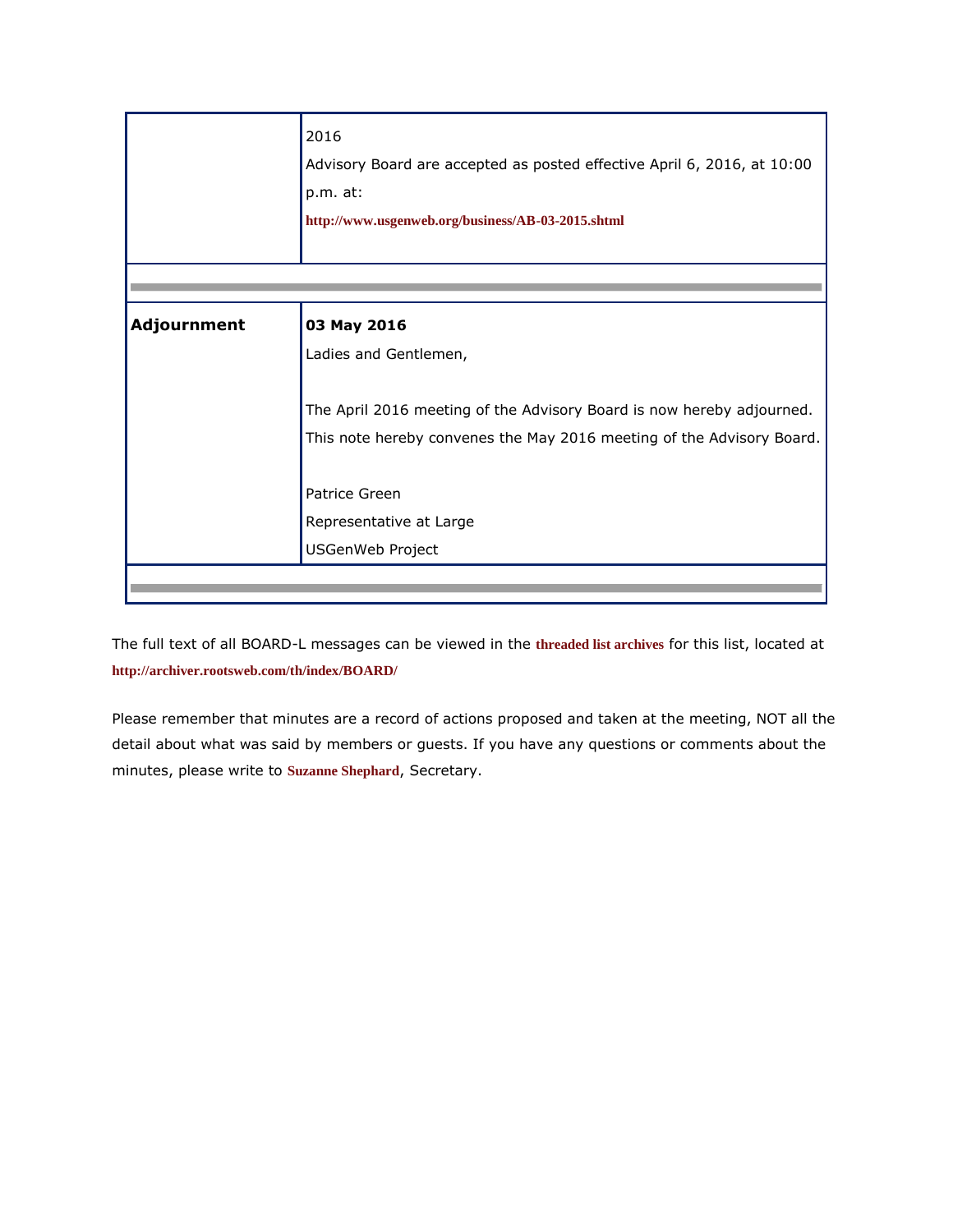| | |
|---|---|
| | 2016<br>Advisory Board are accepted as posted effective April 6, 2016, at 10:00 p.m. at:<br>**http://www.usgenweb.org/business/AB-03-2015.shtml** |
| **Adjournment** | **03 May 2016**<br>Ladies and Gentlemen,<br><br>The April 2016 meeting of the Advisory Board is now hereby adjourned.<br>This note hereby convenes the May 2016 meeting of the Advisory Board.<br><br>Patrice Green<br>Representative at Large<br>USGenWeb Project |

The full text of all BOARD-L messages can be viewed in the **threaded list archives** for this list, located at **http://archiver.rootsweb.com/th/index/BOARD/**

Please remember that minutes are a record of actions proposed and taken at the meeting, NOT all the detail about what was said by members or guests. If you have any questions or comments about the minutes, please write to **Suzanne Shephard**, Secretary.